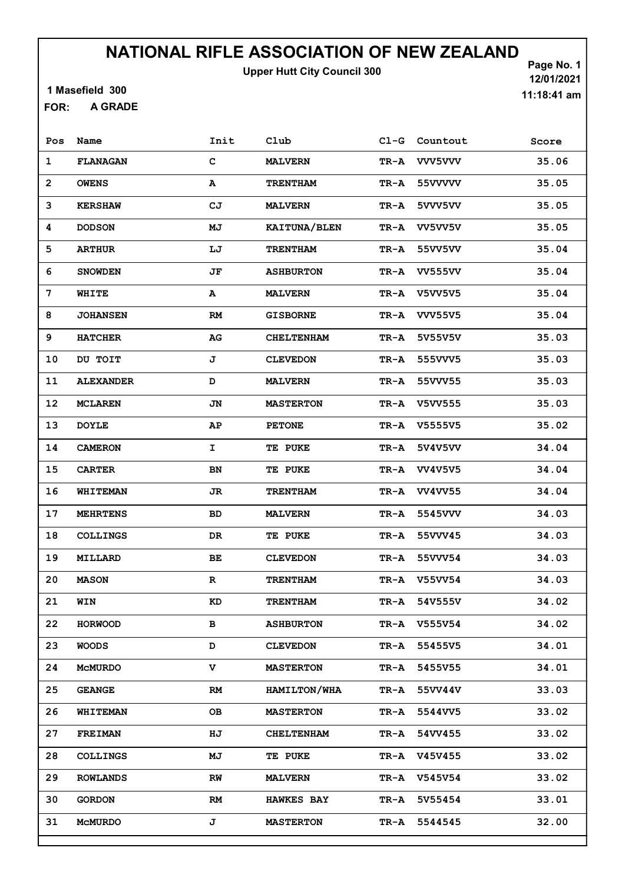# NATIONAL RIFLE ASSOCIATION OF NEW ZEALAND

Upper Hutt City Council 300

1 Masefield 300

FOR: A GRADE

Page No. 1
12/01/2021
11:18:41 am

| Pos | Name | Init | Club | Cl-G | Countout | Score |
|---|---|---|---|---|---|---|
| 1 | FLANAGAN | C | MALVERN | TR-A | VVV5VVV | 35.06 |
| 2 | OWENS | A | TRENTHAM | TR-A | 55VVVVV | 35.05 |
| 3 | KERSHAW | CJ | MALVERN | TR-A | 5VVV5VV | 35.05 |
| 4 | DODSON | MJ | KAITUNA/BLEN | TR-A | VV5VV5V | 35.05 |
| 5 | ARTHUR | LJ | TRENTHAM | TR-A | 55VV5VV | 35.04 |
| 6 | SNOWDEN | JF | ASHBURTON | TR-A | VV555VV | 35.04 |
| 7 | WHITE | A | MALVERN | TR-A | V5VV5V5 | 35.04 |
| 8 | JOHANSEN | RM | GISBORNE | TR-A | VVV55V5 | 35.04 |
| 9 | HATCHER | AG | CHELTENHAM | TR-A | 5V55V5V | 35.03 |
| 10 | DU TOIT | J | CLEVEDON | TR-A | 555VVV5 | 35.03 |
| 11 | ALEXANDER | D | MALVERN | TR-A | 55VVV55 | 35.03 |
| 12 | MCLAREN | JN | MASTERTON | TR-A | V5VV555 | 35.03 |
| 13 | DOYLE | AP | PETONE | TR-A | V5555V5 | 35.02 |
| 14 | CAMERON | I | TE PUKE | TR-A | 5V4V5VV | 34.04 |
| 15 | CARTER | BN | TE PUKE | TR-A | VV4V5V5 | 34.04 |
| 16 | WHITEMAN | JR | TRENTHAM | TR-A | VV4VV55 | 34.04 |
| 17 | MEHRTENS | BD | MALVERN | TR-A | 5545VVV | 34.03 |
| 18 | COLLINGS | DR | TE PUKE | TR-A | 55VVV45 | 34.03 |
| 19 | MILLARD | BE | CLEVEDON | TR-A | 55VVV54 | 34.03 |
| 20 | MASON | R | TRENTHAM | TR-A | V55VV54 | 34.03 |
| 21 | WIN | KD | TRENTHAM | TR-A | 54V555V | 34.02 |
| 22 | HORWOOD | B | ASHBURTON | TR-A | V555V54 | 34.02 |
| 23 | WOODS | D | CLEVEDON | TR-A | 55455V5 | 34.01 |
| 24 | McMURDO | V | MASTERTON | TR-A | 5455V55 | 34.01 |
| 25 | GEANGE | RM | HAMILTON/WHA | TR-A | 55VV44V | 33.03 |
| 26 | WHITEMAN | OB | MASTERTON | TR-A | 5544VV5 | 33.02 |
| 27 | FREIMAN | HJ | CHELTENHAM | TR-A | 54VV455 | 33.02 |
| 28 | COLLINGS | MJ | TE PUKE | TR-A | V45V455 | 33.02 |
| 29 | ROWLANDS | RW | MALVERN | TR-A | V545V54 | 33.02 |
| 30 | GORDON | RM | HAWKES BAY | TR-A | 5V55454 | 33.01 |
| 31 | McMURDO | J | MASTERTON | TR-A | 5544545 | 32.00 |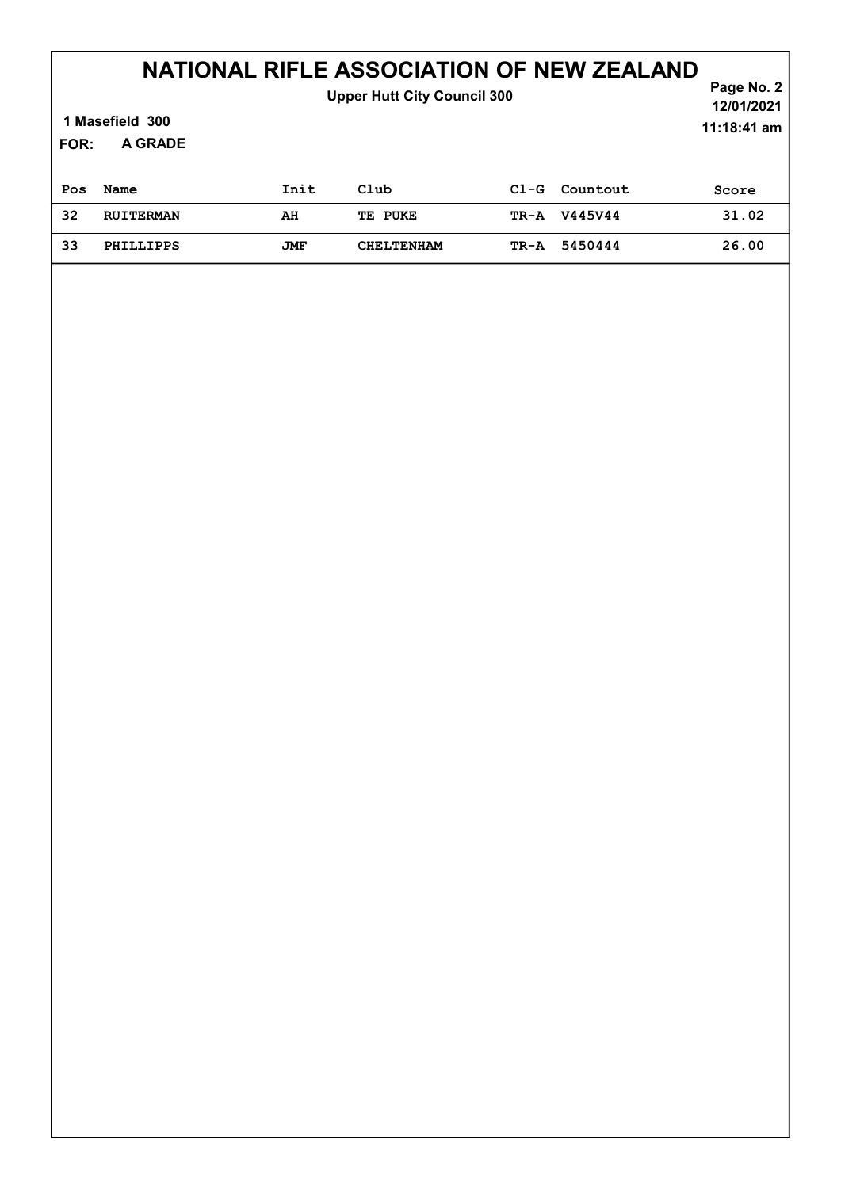# NATIONAL RIFLE ASSOCIATION OF NEW ZEALAND

Upper Hutt City Council 300

12/01/2021

11:18:41 am

1 Masefield 300

FOR: A GRADE

| Pos | Name | Init | Club | Cl-G | Countout | Score |
|---|---|---|---|---|---|---|
| 32 | RUITERMAN | AH | TE PUKE | TR-A | V445V44 | 31.02 |
| 33 | PHILLIPPS | JMF | CHELTENHAM | TR-A | 5450444 | 26.00 |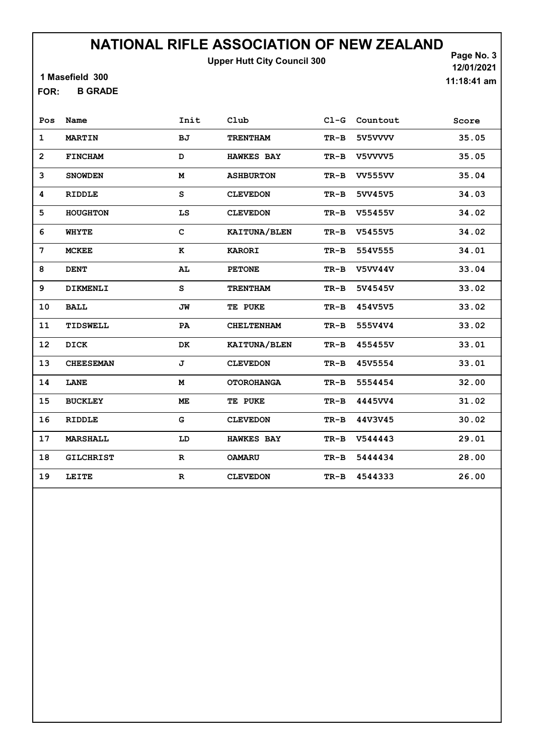# NATIONAL RIFLE ASSOCIATION OF NEW ZEALAND

Upper Hutt City Council 300

1 Masefield 300

FOR: B GRADE

Page No. 3
12/01/2021
11:18:41 am

| Pos | Name | Init | Club | Cl-G | Countout | Score |
|---|---|---|---|---|---|---|
| 1 | MARTIN | BJ | TRENTHAM | TR-B | 5V5VVVV | 35.05 |
| 2 | FINCHAM | D | HAWKES BAY | TR-B | V5VVVV5 | 35.05 |
| 3 | SNOWDEN | M | ASHBURTON | TR-B | VV555VV | 35.04 |
| 4 | RIDDLE | S | CLEVEDON | TR-B | 5VV45V5 | 34.03 |
| 5 | HOUGHTON | LS | CLEVEDON | TR-B | V55455V | 34.02 |
| 6 | WHYTE | C | KAITUNA/BLEN | TR-B | V5455V5 | 34.02 |
| 7 | MCKEE | K | KARORI | TR-B | 554V555 | 34.01 |
| 8 | DENT | AL | PETONE | TR-B | V5VV44V | 33.04 |
| 9 | DIKMENLI | S | TRENTHAM | TR-B | 5V4545V | 33.02 |
| 10 | BALL | JW | TE PUKE | TR-B | 454V5V5 | 33.02 |
| 11 | TIDSWELL | PA | CHELTENHAM | TR-B | 555V4V4 | 33.02 |
| 12 | DICK | DK | KAITUNA/BLEN | TR-B | 455455V | 33.01 |
| 13 | CHEESEMAN | J | CLEVEDON | TR-B | 45V5554 | 33.01 |
| 14 | LANE | M | OTOROHANGA | TR-B | 5554454 | 32.00 |
| 15 | BUCKLEY | ME | TE PUKE | TR-B | 4445VV4 | 31.02 |
| 16 | RIDDLE | G | CLEVEDON | TR-B | 44V3V45 | 30.02 |
| 17 | MARSHALL | LD | HAWKES BAY | TR-B | V544443 | 29.01 |
| 18 | GILCHRIST | R | OAMARU | TR-B | 5444434 | 28.00 |
| 19 | LEITE | R | CLEVEDON | TR-B | 4544333 | 26.00 |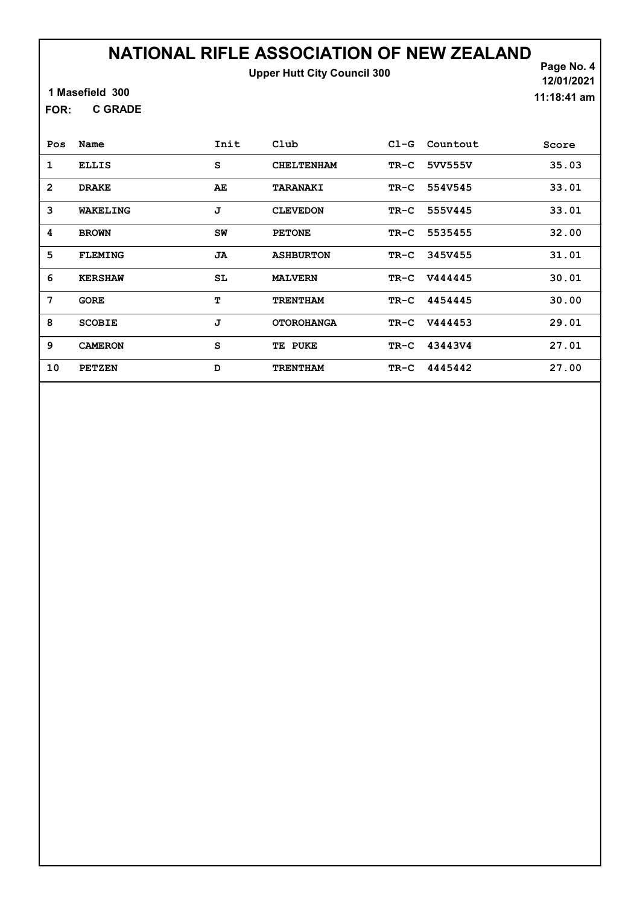# NATIONAL RIFLE ASSOCIATION OF NEW ZEALAND

**Upper Hutt City Council 300**

12/01/2021
11:18:41 am

1 Masefield 300

FOR: **C GRADE**

| Pos | Name | Init | Club | Cl-G | Countout | Score |
|---|---|---|---|---|---|---|
| 1 | ELLIS | S | CHELTENHAM | TR-C | 5VV555V | 35.03 |
| 2 | DRAKE | AE | TARANAKI | TR-C | 554V545 | 33.01 |
| 3 | WAKELING | J | CLEVEDON | TR-C | 555V445 | 33.01 |
| 4 | BROWN | SW | PETONE | TR-C | 5535455 | 32.00 |
| 5 | FLEMING | JA | ASHBURTON | TR-C | 345V455 | 31.01 |
| 6 | KERSHAW | SL | MALVERN | TR-C | V444445 | 30.01 |
| 7 | GORE | T | TRENTHAM | TR-C | 4454445 | 30.00 |
| 8 | SCOBIE | J | OTOROHANGA | TR-C | V444453 | 29.01 |
| 9 | CAMERON | S | TE PUKE | TR-C | 43443V4 | 27.01 |
| 10 | PETZEN | D | TRENTHAM | TR-C | 4445442 | 27.00 |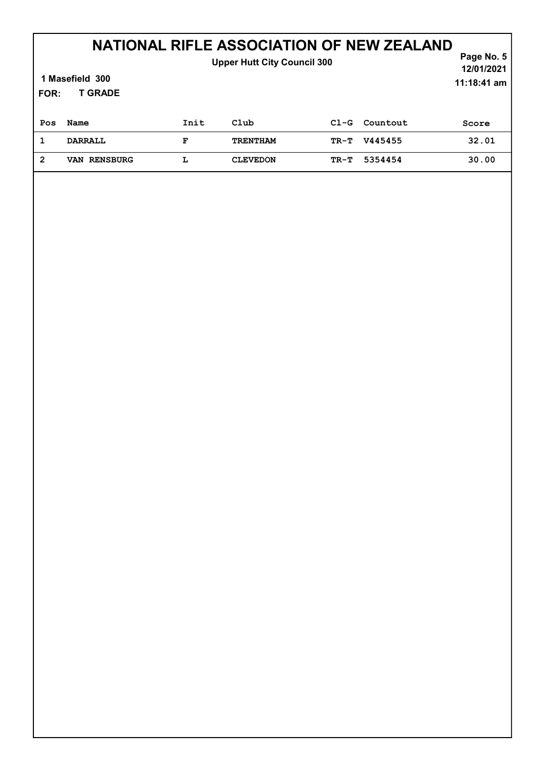# NATIONAL RIFLE ASSOCIATION OF NEW ZEALAND

**Upper Hutt City Council 300**

12/01/2021

11:18:41 am

**1 Masefield 300**

**FOR: T GRADE**

| Pos | Name | Init | Club | Cl-G | Countout | Score |
|---|---|---|---|---|---|---|
| 1 | DARRALL | F | TRENTHAM | TR-T | V445455 | 32.01 |
| 2 | VAN RENSBURG | L | CLEVEDON | TR-T | 5354454 | 30.00 |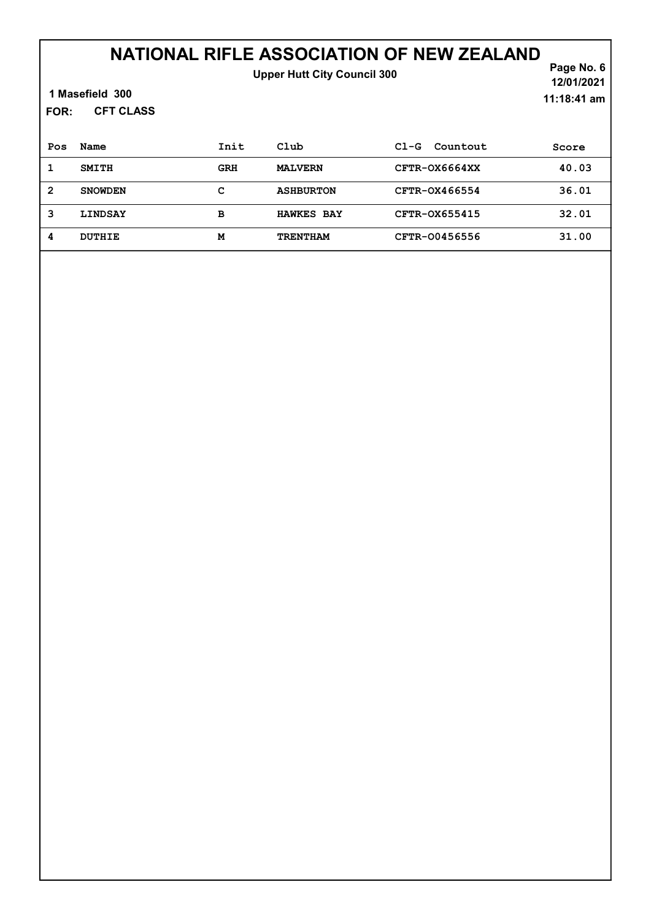# NATIONAL RIFLE ASSOCIATION OF NEW ZEALAND

**Upper Hutt City Council 300**

12/01/2021
11:18:41 am

**1 Masefield 300**

**FOR: CFT CLASS**

| Pos | Name | Init | Club | Cl-G Countout | Score |
|---|---|---|---|---|---|
| 1 | SMITH | GRH | MALVERN | CFTR-OX6664XX | 40.03 |
| 2 | SNOWDEN | C | ASHBURTON | CFTR-OX466554 | 36.01 |
| 3 | LINDSAY | B | HAWKES BAY | CFTR-OX655415 | 32.01 |
| 4 | DUTHIE | M | TRENTHAM | CFTR-O0456556 | 31.00 |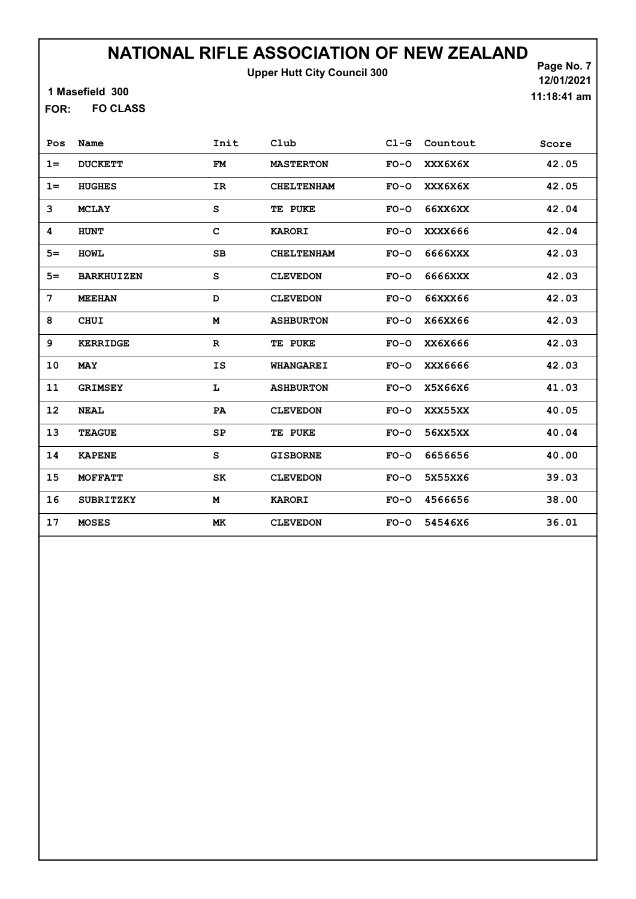# NATIONAL RIFLE ASSOCIATION OF NEW ZEALAND

**Upper Hutt City Council 300**

**1 Masefield 300**

**FOR: FO CLASS**

**12/01/2021**
**11:18:41 am**

| Pos | Name | Init | Club | Cl-G | Countout | Score |
|---|---|---|---|---|---|---|
| 1= | DUCKETT | FM | MASTERTON | FO-O | XXX6X6X | 42.05 |
| 1= | HUGHES | IR | CHELTENHAM | FO-O | XXX6X6X | 42.05 |
| 3 | MCLAY | S | TE PUKE | FO-O | 66XX6XX | 42.04 |
| 4 | HUNT | C | KARORI | FO-O | XXXX666 | 42.04 |
| 5= | HOWL | SB | CHELTENHAM | FO-O | 6666XXX | 42.03 |
| 5= | BARKHUIZEN | S | CLEVEDON | FO-O | 6666XXX | 42.03 |
| 7 | MEEHAN | D | CLEVEDON | FO-O | 66XXX66 | 42.03 |
| 8 | CHUI | M | ASHBURTON | FO-O | X66XX66 | 42.03 |
| 9 | KERRIDGE | R | TE PUKE | FO-O | XX6X666 | 42.03 |
| 10 | MAY | IS | WHANGAREI | FO-O | XXX6666 | 42.03 |
| 11 | GRIMSEY | L | ASHBURTON | FO-O | X5X66X6 | 41.03 |
| 12 | NEAL | PA | CLEVEDON | FO-O | XXX55XX | 40.05 |
| 13 | TEAGUE | SP | TE PUKE | FO-O | 56XX5XX | 40.04 |
| 14 | KAPENE | S | GISBORNE | FO-O | 6656656 | 40.00 |
| 15 | MOFFATT | SK | CLEVEDON | FO-O | 5X55XX6 | 39.03 |
| 16 | SUBRITZKY | M | KARORI | FO-O | 4566656 | 38.00 |
| 17 | MOSES | MK | CLEVEDON | FO-O | 54546X6 | 36.01 |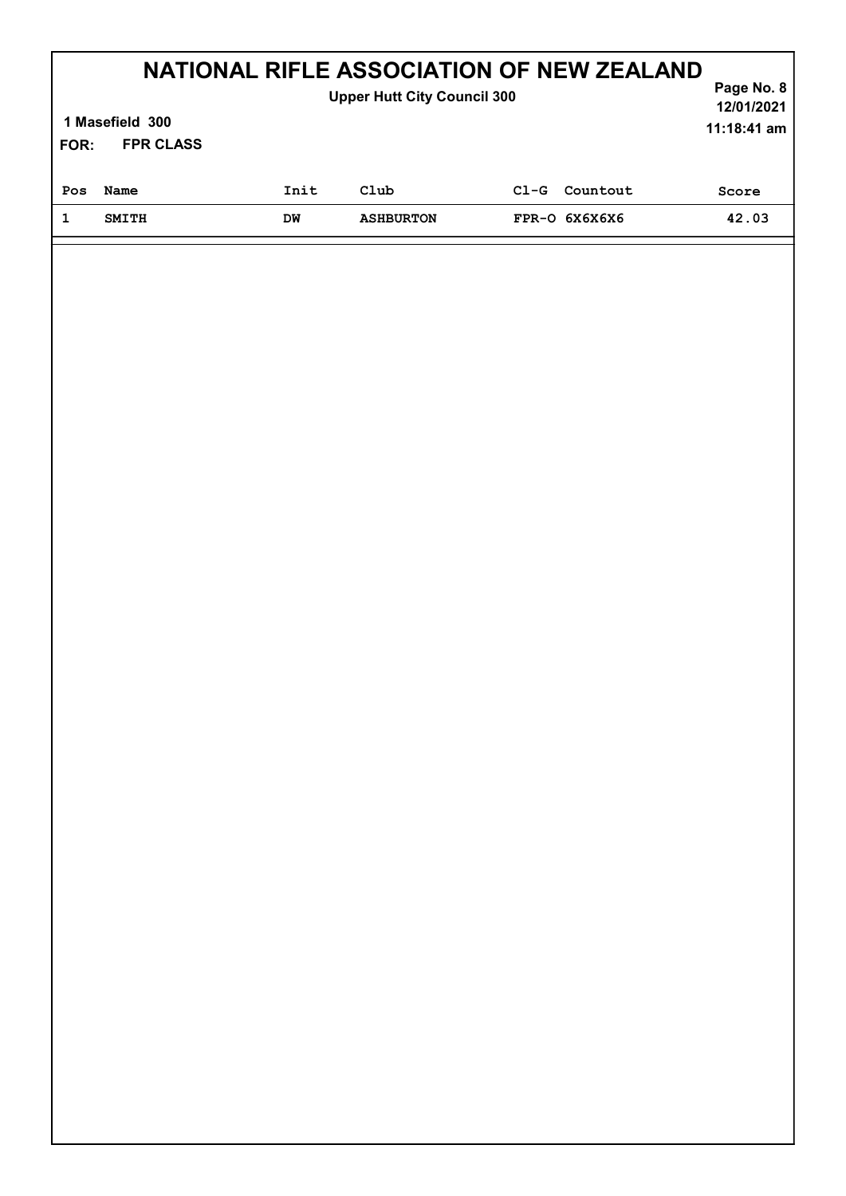# NATIONAL RIFLE ASSOCIATION OF NEW ZEALAND

**Upper Hutt City Council 300**

**1 Masefield 300**

**FOR: FPR CLASS**

| Pos | Name | Init | Club | Cl-G | Countout | Score |
|---|---|---|---|---|---|---|
| 1 | SMITH | DW | ASHBURTON | FPR-O | 6X6X6X6 | 42.03 |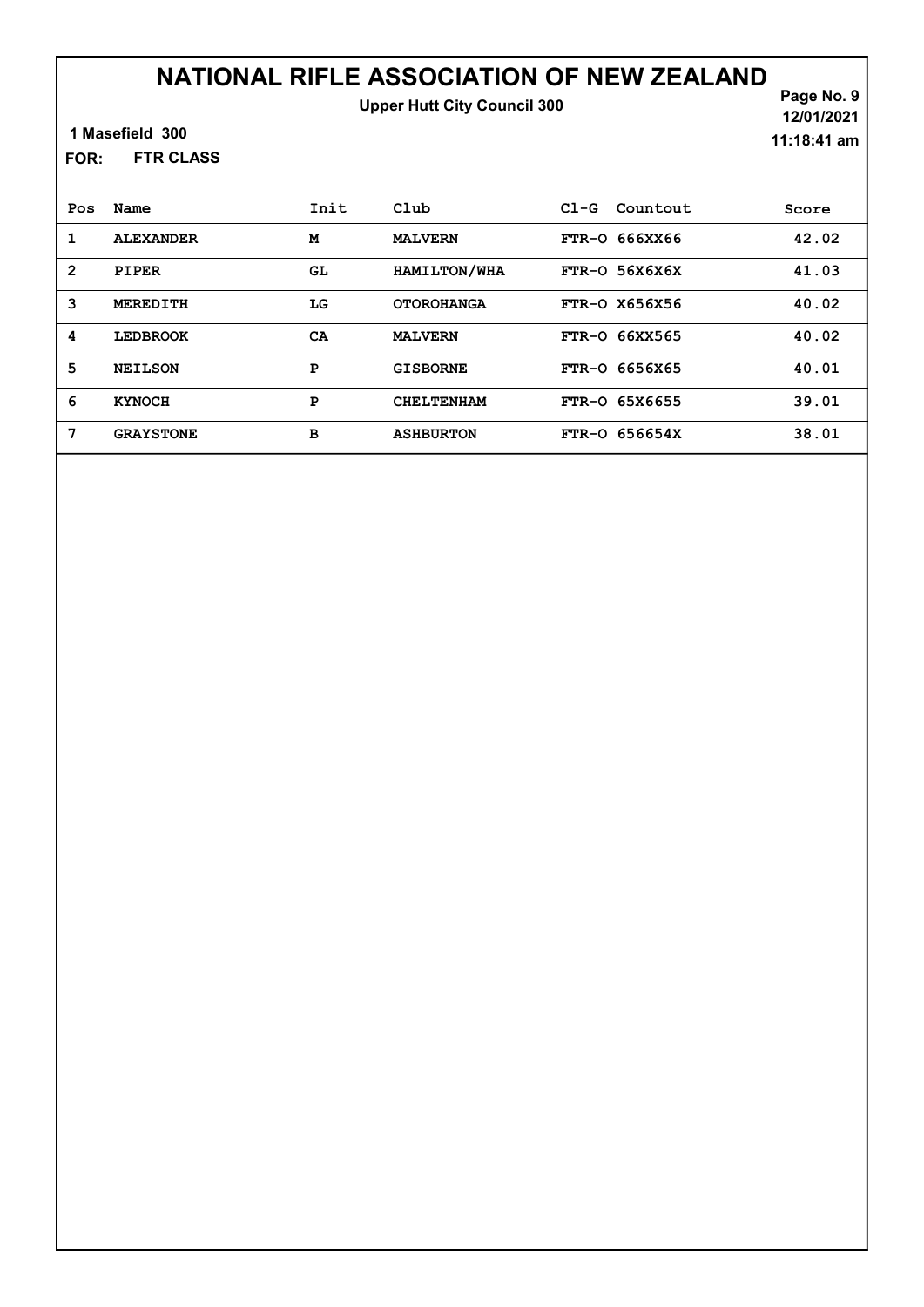# NATIONAL RIFLE ASSOCIATION OF NEW ZEALAND

Upper Hutt City Council 300

1 Masefield 300

FOR: FTR CLASS

12/01/2021
11:18:41 am

| Pos | Name | Init | Club | Cl-G | Countout | Score |
|---|---|---|---|---|---|---|
| 1 | ALEXANDER | M | MALVERN | FTR-O | 666XX66 | 42.02 |
| 2 | PIPER | GL | HAMILTON/WHA | FTR-O | 56X6X6X | 41.03 |
| 3 | MEREDITH | LG | OTOROHANGA | FTR-O | X656X56 | 40.02 |
| 4 | LEDBROOK | CA | MALVERN | FTR-O | 66XX565 | 40.02 |
| 5 | NEILSON | P | GISBORNE | FTR-O | 6656X65 | 40.01 |
| 6 | KYNOCH | P | CHELTENHAM | FTR-O | 65X6655 | 39.01 |
| 7 | GRAYSTONE | B | ASHBURTON | FTR-O | 656654X | 38.01 |